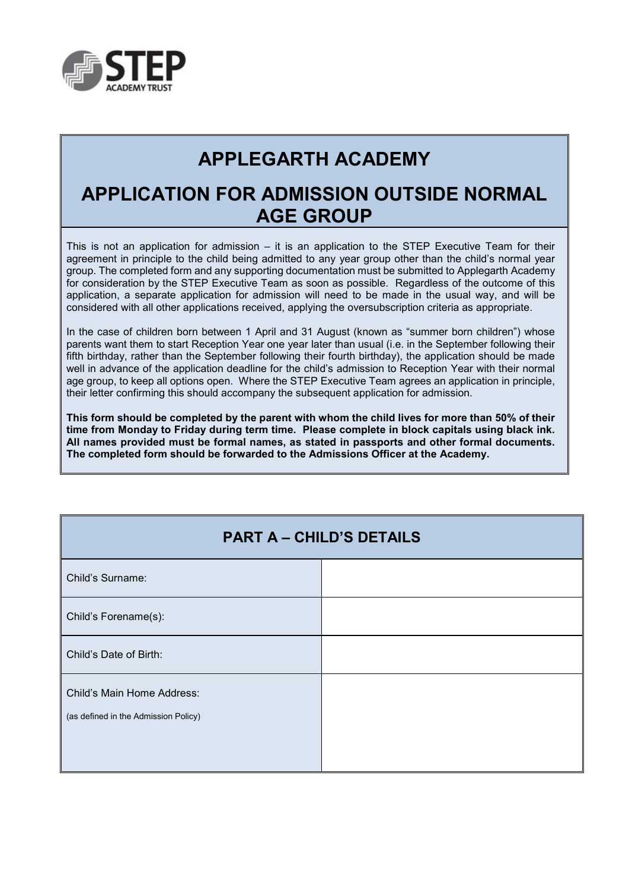# APPLEGARTH ACADEMY

# APPLICATION FOR ADMISSION OUTSIDE NORMAL AGE GROUP

This is not an application for admission – it is an application to the STEP Executive Team for their agreement in principle to the child being admitted to any year group other than the child's normal year group. The completed form and any supporting documentation must be submitted to Applegarth Academy for consideration by the STEP Executive Team as soon as possible. Regardless of the outcome of this application, a separate application for admission will need to be made in the usual way, and will be considered with all other applications received, applying the oversubscription criteria as appropriate.

In the case of children born between 1 April and 31 August (known as "summer born children") whose parents want them to start Reception Year one year later than usual (i.e. in the September following their fifth birthday, rather than the September following their fourth birthday), the application should be made well in advance of the application deadline for the child's admission to Reception Year with their normal age group, to keep all options open. Where the STEP Executive Team agrees an application in principle, their letter confirming this should accompany the subsequent application for admission.

**This form should be completed by the parent with whom the child lives for more than 50% of their time from Monday to Friday during term time. Please complete in block capitals using black ink. All names provided must be formal names, as stated in passports and other formal documents. The completed form should be forwarded to the Admissions Officer at the Academy.**

## PART A – CHILD'S DETAILS

| | |
|---|---|
| Child's Surname: | |
| Child's Forename(s): | |
| Child's Date of Birth: | |
| Child's Main Home Address:<br>(as defined in the Admission Policy) | |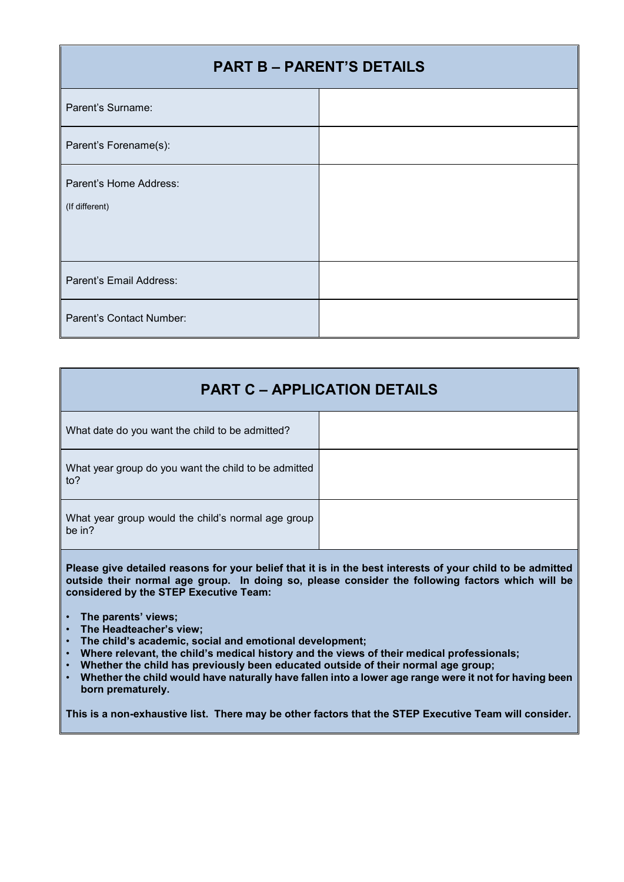| PART B – PARENT'S DETAILS | |
|---|---|
| Parent's Surname: | |
| Parent's Forename(s): | |
| Parent's Home Address: (If different) | |
| Parent's Email Address: | |
| Parent's Contact Number: | |

| PART C – APPLICATION DETAILS | |
|---|---|
| What date do you want the child to be admitted? | |
| What year group do you want the child to be admitted to? | |
| What year group would the child's normal age group be in? | |

**Please give detailed reasons for your belief that it is in the best interests of your child to be admitted outside their normal age group. In doing so, please consider the following factors which will be considered by the STEP Executive Team:**

- **The parents' views;**
- **The Headteacher's view;**
- **The child's academic, social and emotional development;**
- **Where relevant, the child's medical history and the views of their medical professionals;**
- **Whether the child has previously been educated outside of their normal age group;**
- **Whether the child would have naturally have fallen into a lower age range were it not for having been born prematurely.**

**This is a non-exhaustive list. There may be other factors that the STEP Executive Team will consider.**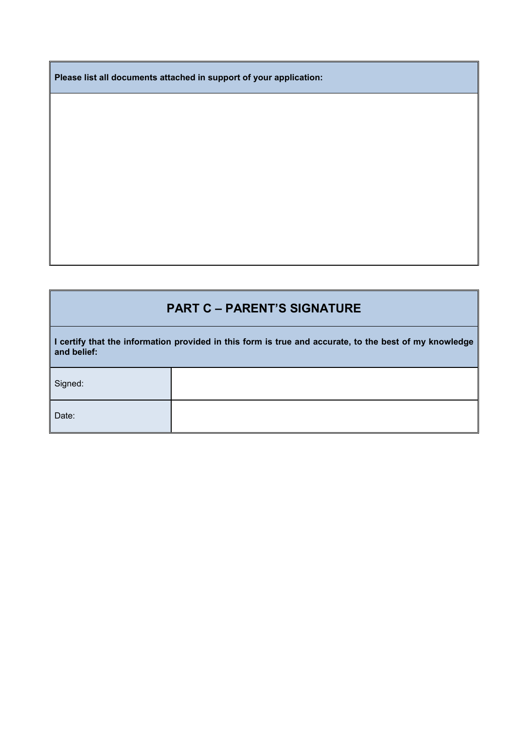**Please list all documents attached in support of your application:**

## PART C – PARENT'S SIGNATURE

**I certify that the information provided in this form is true and accurate, to the best of my knowledge and belief:**

| | |
|---|---|
| Signed: | |
| Date: | |